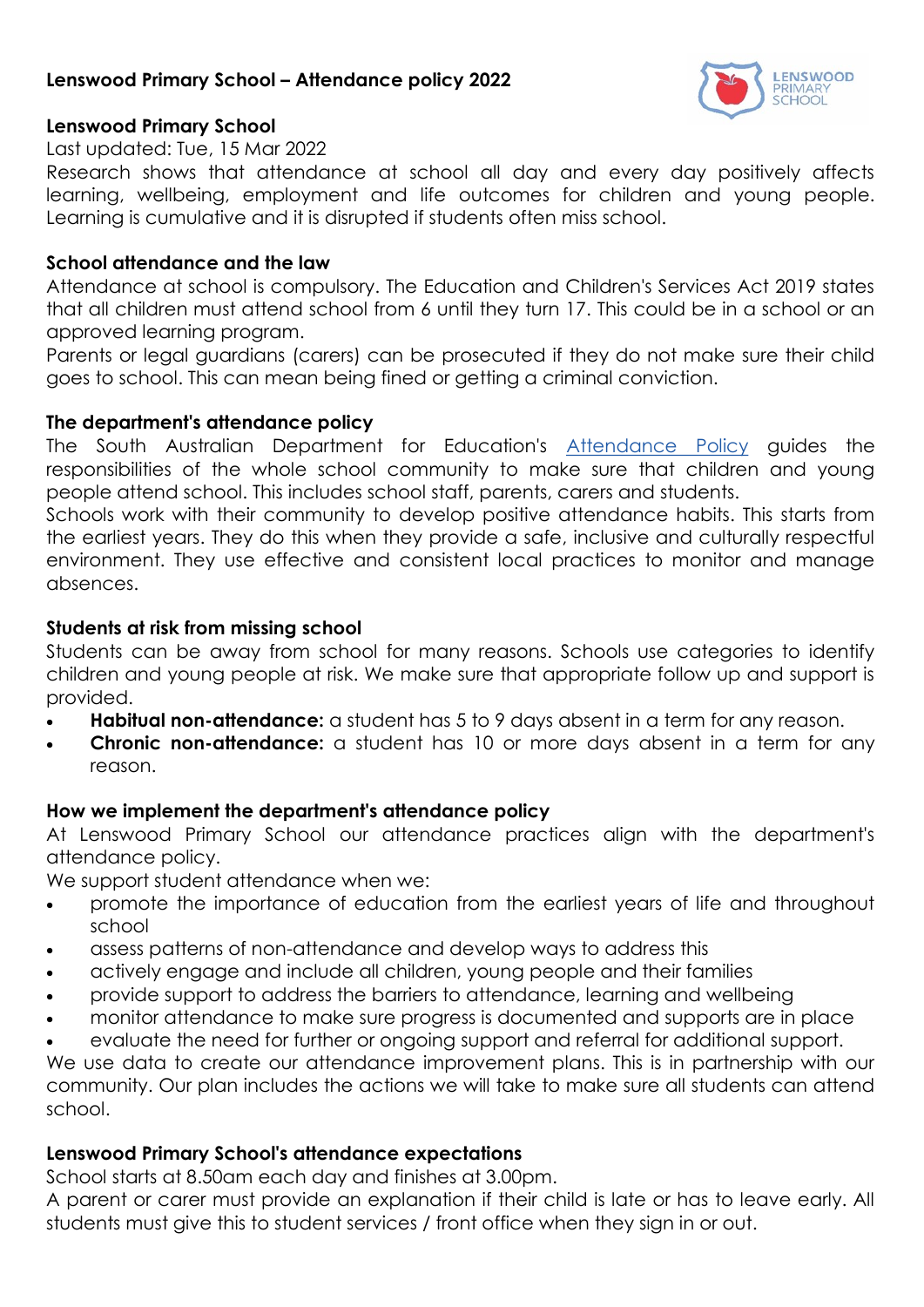# Lenswood Primary School – Attendance policy 2022

## Lenswood Primary School

Last updated: Tue, 15 Mar 2022

Research shows that attendance at school all day and every day positively affects learning, wellbeing, employment and life outcomes for children and young people. Learning is cumulative and it is disrupted if students often miss school.

## School attendance and the law

Attendance at school is compulsory. The Education and Children's Services Act 2019 states that all children must attend school from 6 until they turn 17. This could be in a school or an approved learning program.

Parents or legal guardians (carers) can be prosecuted if they do not make sure their child goes to school. This can mean being fined or getting a criminal conviction.

## The department's attendance policy

The South Australian Department for Education's Attendance Policy guides the responsibilities of the whole school community to make sure that children and young people attend school. This includes school staff, parents, carers and students.

Schools work with their community to develop positive attendance habits. This starts from the earliest years. They do this when they provide a safe, inclusive and culturally respectful environment. They use effective and consistent local practices to monitor and manage absences.

## Students at risk from missing school

Students can be away from school for many reasons. Schools use categories to identify children and young people at risk. We make sure that appropriate follow up and support is provided.

- **Habitual non-attendance:** a student has 5 to 9 days absent in a term for any reason.
- **Chronic non-attendance:** a student has 10 or more days absent in a term for any reason.

## How we implement the department's attendance policy

At Lenswood Primary School our attendance practices align with the department's attendance policy.

We support student attendance when we:

- promote the importance of education from the earliest years of life and throughout school
- assess patterns of non-attendance and develop ways to address this
- actively engage and include all children, young people and their families
- provide support to address the barriers to attendance, learning and wellbeing
- monitor attendance to make sure progress is documented and supports are in place
- evaluate the need for further or ongoing support and referral for additional support.

We use data to create our attendance improvement plans. This is in partnership with our community. Our plan includes the actions we will take to make sure all students can attend school.

## Lenswood Primary School's attendance expectations

School starts at 8.50am each day and finishes at 3.00pm.

A parent or carer must provide an explanation if their child is late or has to leave early. All students must give this to student services / front office when they sign in or out.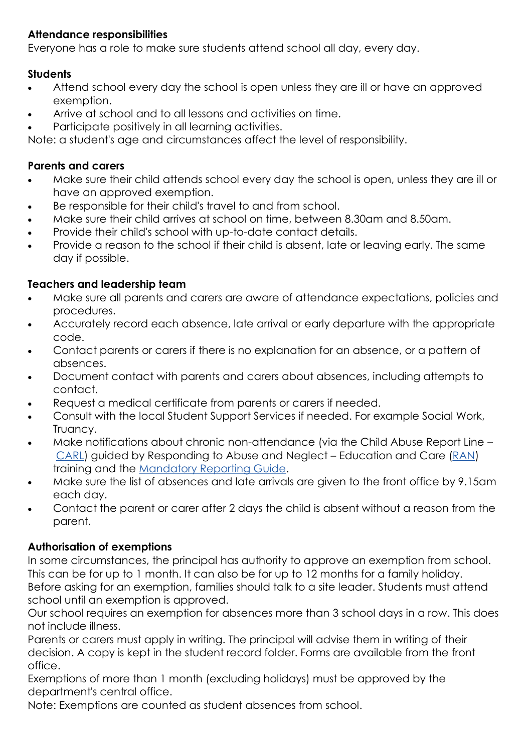**Attendance responsibilities**

Everyone has a role to make sure students attend school all day, every day.

**Students**

- Attend school every day the school is open unless they are ill or have an approved exemption.
- Arrive at school and to all lessons and activities on time.
- Participate positively in all learning activities.

Note: a student's age and circumstances affect the level of responsibility.

**Parents and carers**

- Make sure their child attends school every day the school is open, unless they are ill or have an approved exemption.
- Be responsible for their child's travel to and from school.
- Make sure their child arrives at school on time, between 8.30am and 8.50am.
- Provide their child's school with up-to-date contact details.
- Provide a reason to the school if their child is absent, late or leaving early. The same day if possible.

**Teachers and leadership team**

- Make sure all parents and carers are aware of attendance expectations, policies and procedures.
- Accurately record each absence, late arrival or early departure with the appropriate code.
- Contact parents or carers if there is no explanation for an absence, or a pattern of absences.
- Document contact with parents and carers about absences, including attempts to contact.
- Request a medical certificate from parents or carers if needed.
- Consult with the local Student Support Services if needed. For example Social Work, Truancy.
- Make notifications about chronic non-attendance (via the Child Abuse Report Line – CARL) guided by Responding to Abuse and Neglect – Education and Care (RAN) training and the Mandatory Reporting Guide.
- Make sure the list of absences and late arrivals are given to the front office by 9.15am each day.
- Contact the parent or carer after 2 days the child is absent without a reason from the parent.

**Authorisation of exemptions**

In some circumstances, the principal has authority to approve an exemption from school. This can be for up to 1 month. It can also be for up to 12 months for a family holiday. Before asking for an exemption, families should talk to a site leader. Students must attend school until an exemption is approved.

Our school requires an exemption for absences more than 3 school days in a row. This does not include illness.

Parents or carers must apply in writing. The principal will advise them in writing of their decision. A copy is kept in the student record folder. Forms are available from the front office.

Exemptions of more than 1 month (excluding holidays) must be approved by the department's central office.

Note: Exemptions are counted as student absences from school.